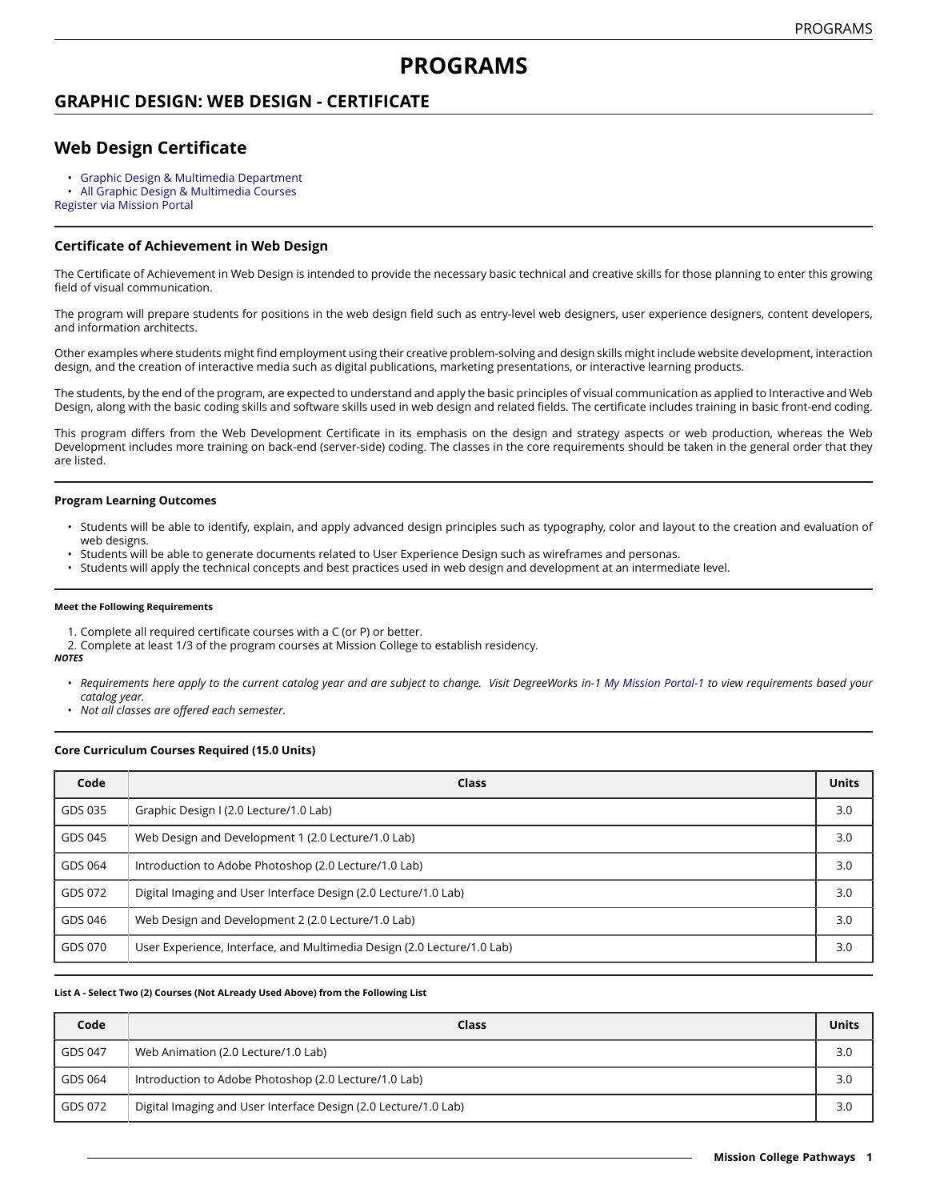# PROGRAMS

## GRAPHIC DESIGN: WEB DESIGN - CERTIFICATE

## Web Design Certificate

- Graphic Design & Multimedia Department
- All Graphic Design & Multimedia Courses

Register via Mission Portal

### Certificate of Achievement in Web Design

The Certificate of Achievement in Web Design is intended to provide the necessary basic technical and creative skills for those planning to enter this growing field of visual communication.

The program will prepare students for positions in the web design field such as entry-level web designers, user experience designers, content developers, and information architects.

Other examples where students might find employment using their creative problem-solving and design skills might include website development, interaction design, and the creation of interactive media such as digital publications, marketing presentations, or interactive learning products.

The students, by the end of the program, are expected to understand and apply the basic principles of visual communication as applied to Interactive and Web Design, along with the basic coding skills and software skills used in web design and related fields. The certificate includes training in basic front-end coding.

This program differs from the Web Development Certificate in its emphasis on the design and strategy aspects or web production, whereas the Web Development includes more training on back-end (server-side) coding. The classes in the core requirements should be taken in the general order that they are listed.

#### Program Learning Outcomes

- Students will be able to identify, explain, and apply advanced design principles such as typography, color and layout to the creation and evaluation of web designs.
- Students will be able to generate documents related to User Experience Design such as wireframes and personas.
- Students will apply the technical concepts and best practices used in web design and development at an intermediate level.

##### Meet the Following Requirements

1. Complete all required certificate courses with a C (or P) or better.
2. Complete at least 1/3 of the program courses at Mission College to establish residency.

***NOTES***

- *Requirements here apply to the current catalog year and are subject to change. Visit DegreeWorks in-1 My Mission Portal-1 to view requirements based your catalog year.*
- *Not all classes are offered each semester.*

#### Core Curriculum Courses Required (15.0 Units)

| Code | Class | Units |
|---|---|---|
| GDS 035 | Graphic Design I (2.0 Lecture/1.0 Lab) | 3.0 |
| GDS 045 | Web Design and Development 1 (2.0 Lecture/1.0 Lab) | 3.0 |
| GDS 064 | Introduction to Adobe Photoshop (2.0 Lecture/1.0 Lab) | 3.0 |
| GDS 072 | Digital Imaging and User Interface Design (2.0 Lecture/1.0 Lab) | 3.0 |
| GDS 046 | Web Design and Development 2 (2.0 Lecture/1.0 Lab) | 3.0 |
| GDS 070 | User Experience, Interface, and Multimedia Design (2.0 Lecture/1.0 Lab) | 3.0 |

##### List A - Select Two (2) Courses (Not ALready Used Above) from the Following List

| Code | Class | Units |
|---|---|---|
| GDS 047 | Web Animation (2.0 Lecture/1.0 Lab) | 3.0 |
| GDS 064 | Introduction to Adobe Photoshop (2.0 Lecture/1.0 Lab) | 3.0 |
| GDS 072 | Digital Imaging and User Interface Design (2.0 Lecture/1.0 Lab) | 3.0 |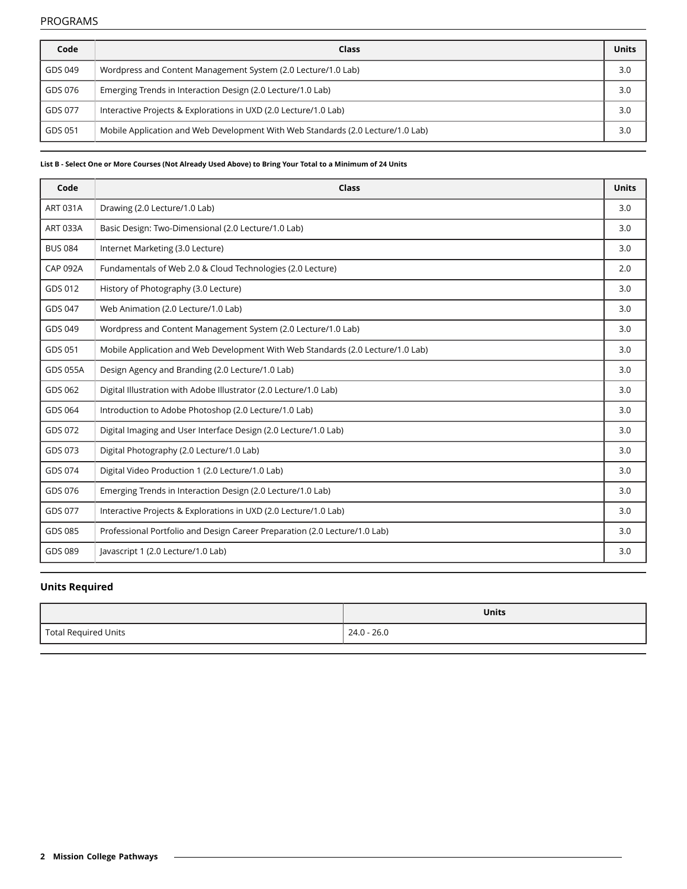| Code | Class | Units |
|---|---|---|
| GDS 049 | Wordpress and Content Management System (2.0 Lecture/1.0 Lab) | 3.0 |
| GDS 076 | Emerging Trends in Interaction Design (2.0 Lecture/1.0 Lab) | 3.0 |
| GDS 077 | Interactive Projects & Explorations in UXD (2.0 Lecture/1.0 Lab) | 3.0 |
| GDS 051 | Mobile Application and Web Development With Web Standards (2.0 Lecture/1.0 Lab) | 3.0 |

**List B - Select One or More Courses (Not Already Used Above) to Bring Your Total to a Minimum of 24 Units**

| Code | Class | Units |
|---|---|---|
| ART 031A | Drawing (2.0 Lecture/1.0 Lab) | 3.0 |
| ART 033A | Basic Design: Two-Dimensional (2.0 Lecture/1.0 Lab) | 3.0 |
| BUS 084 | Internet Marketing (3.0 Lecture) | 3.0 |
| CAP 092A | Fundamentals of Web 2.0 & Cloud Technologies (2.0 Lecture) | 2.0 |
| GDS 012 | History of Photography (3.0 Lecture) | 3.0 |
| GDS 047 | Web Animation (2.0 Lecture/1.0 Lab) | 3.0 |
| GDS 049 | Wordpress and Content Management System (2.0 Lecture/1.0 Lab) | 3.0 |
| GDS 051 | Mobile Application and Web Development With Web Standards (2.0 Lecture/1.0 Lab) | 3.0 |
| GDS 055A | Design Agency and Branding (2.0 Lecture/1.0 Lab) | 3.0 |
| GDS 062 | Digital Illustration with Adobe Illustrator (2.0 Lecture/1.0 Lab) | 3.0 |
| GDS 064 | Introduction to Adobe Photoshop (2.0 Lecture/1.0 Lab) | 3.0 |
| GDS 072 | Digital Imaging and User Interface Design (2.0 Lecture/1.0 Lab) | 3.0 |
| GDS 073 | Digital Photography (2.0 Lecture/1.0 Lab) | 3.0 |
| GDS 074 | Digital Video Production 1 (2.0 Lecture/1.0 Lab) | 3.0 |
| GDS 076 | Emerging Trends in Interaction Design (2.0 Lecture/1.0 Lab) | 3.0 |
| GDS 077 | Interactive Projects & Explorations in UXD (2.0 Lecture/1.0 Lab) | 3.0 |
| GDS 085 | Professional Portfolio and Design Career Preparation (2.0 Lecture/1.0 Lab) | 3.0 |
| GDS 089 | Javascript 1 (2.0 Lecture/1.0 Lab) | 3.0 |

### Units Required

| | Units |
|---|---|
| Total Required Units | 24.0 - 26.0 |